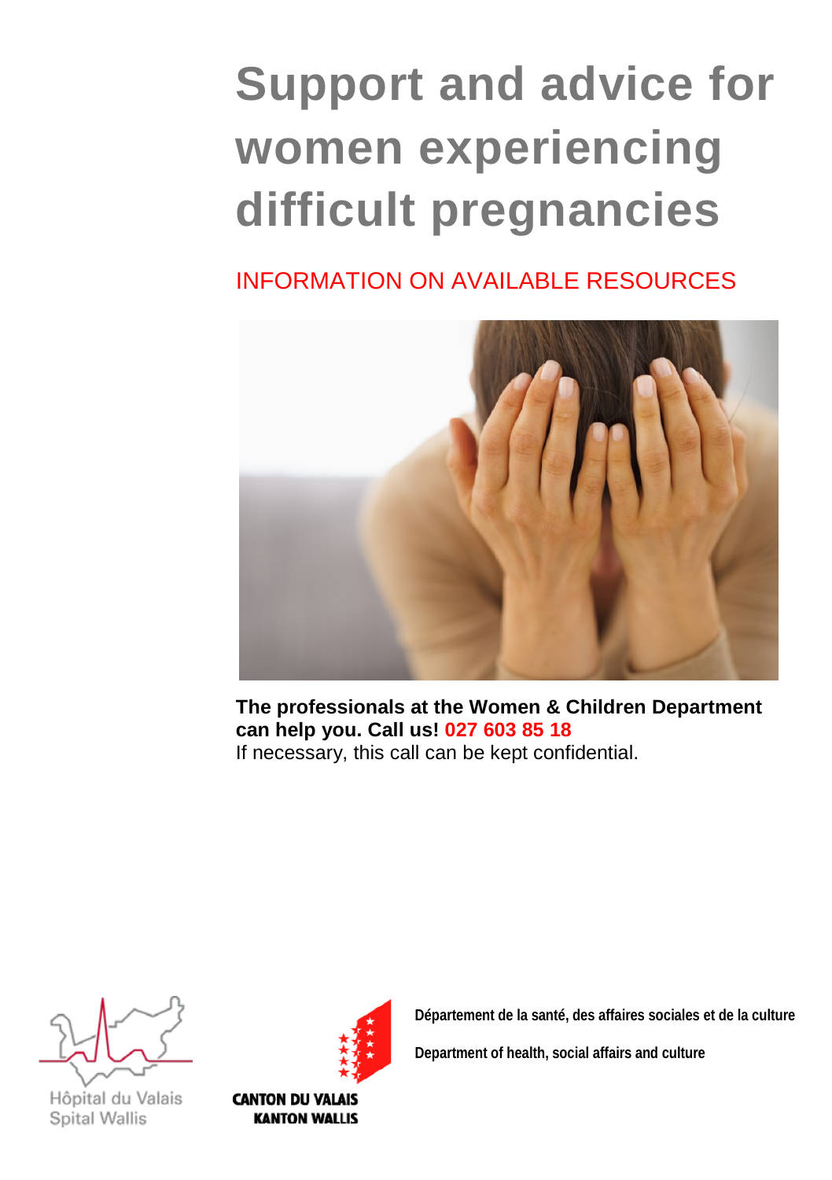# Support and advice for women experiencing difficult pregnancies

## INFORMATION ON AVAILABLE RESOURCES

**The professionals at the Women & Children Department can help you. Call us! 027 603 85 18**
If necessary, this call can be kept confidential.

Hôpital du Valais
Spital Wallis

CANTON DU VALAIS
KANTON WALLIS

**Département de la santé, des affaires sociales et de la culture**

**Department of health, social affairs and culture**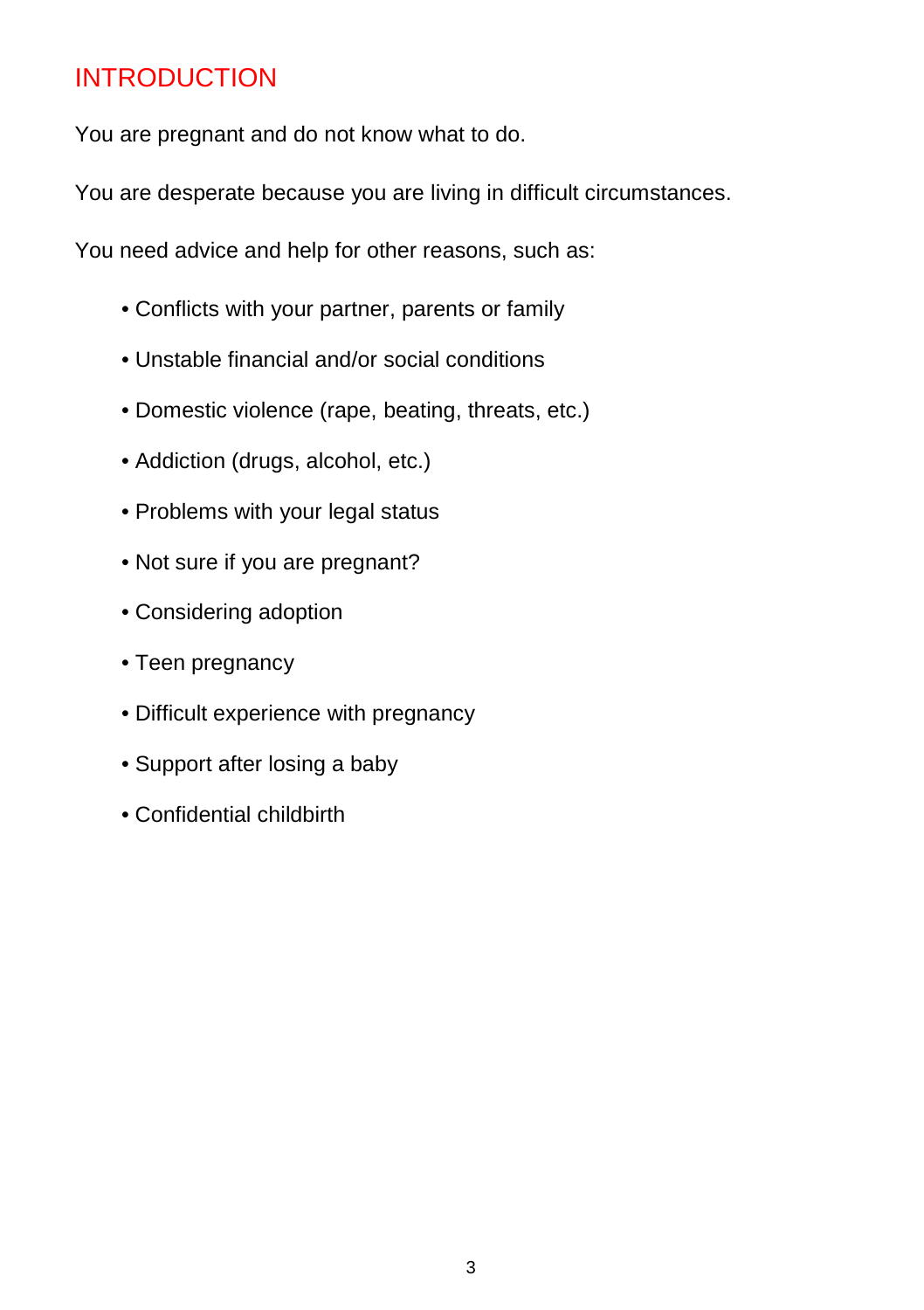# INTRODUCTION

You are pregnant and do not know what to do.

You are desperate because you are living in difficult circumstances.

You need advice and help for other reasons, such as:

- Conflicts with your partner, parents or family
- Unstable financial and/or social conditions
- Domestic violence (rape, beating, threats, etc.)
- Addiction (drugs, alcohol, etc.)
- Problems with your legal status
- Not sure if you are pregnant?
- Considering adoption
- Teen pregnancy
- Difficult experience with pregnancy
- Support after losing a baby
- Confidential childbirth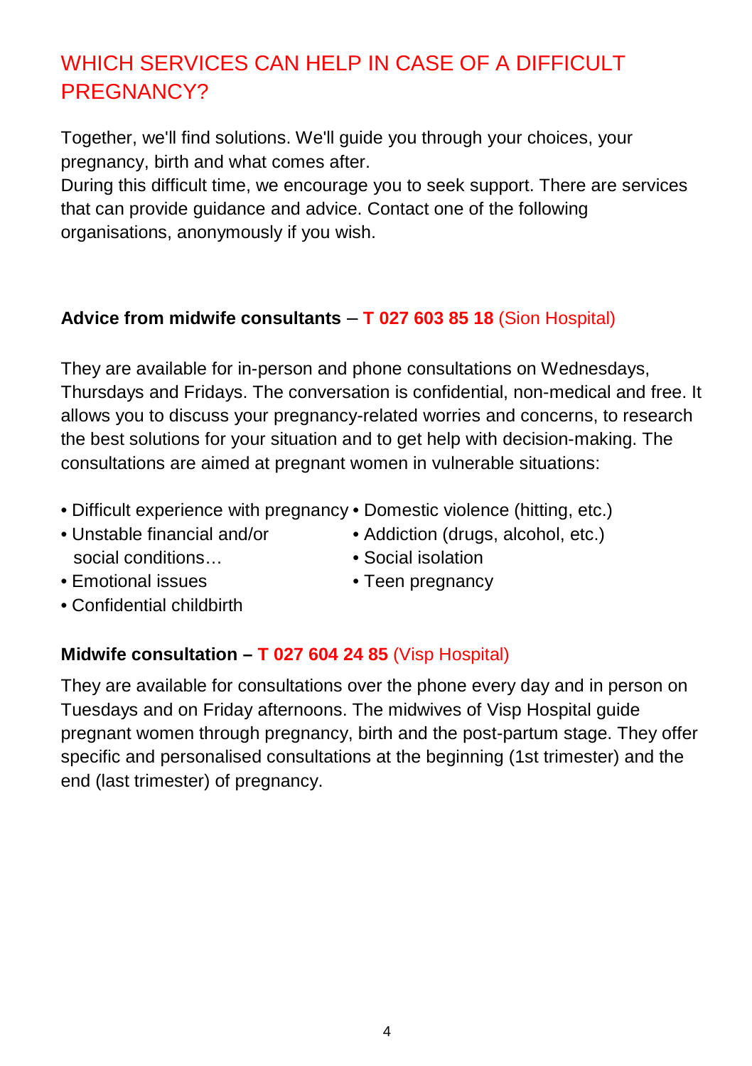## WHICH SERVICES CAN HELP IN CASE OF A DIFFICULT PREGNANCY?

Together, we'll find solutions. We'll guide you through your choices, your pregnancy, birth and what comes after.
During this difficult time, we encourage you to seek support. There are services that can provide guidance and advice. Contact one of the following organisations, anonymously if you wish.

**Advice from midwife consultants** – **T 027 603 85 18** (Sion Hospital)

They are available for in-person and phone consultations on Wednesdays, Thursdays and Fridays. The conversation is confidential, non-medical and free. It allows you to discuss your pregnancy-related worries and concerns, to research the best solutions for your situation and to get help with decision-making. The consultations are aimed at pregnant women in vulnerable situations:

- Difficult experience with pregnancy
- Unstable financial and/or social conditions…
- Emotional issues
- Confidential childbirth
- Domestic violence (hitting, etc.)
- Addiction (drugs, alcohol, etc.)
- Social isolation
- Teen pregnancy

**Midwife consultation – T 027 604 24 85** (Visp Hospital)

They are available for consultations over the phone every day and in person on Tuesdays and on Friday afternoons. The midwives of Visp Hospital guide pregnant women through pregnancy, birth and the post-partum stage. They offer specific and personalised consultations at the beginning (1st trimester) and the end (last trimester) of pregnancy.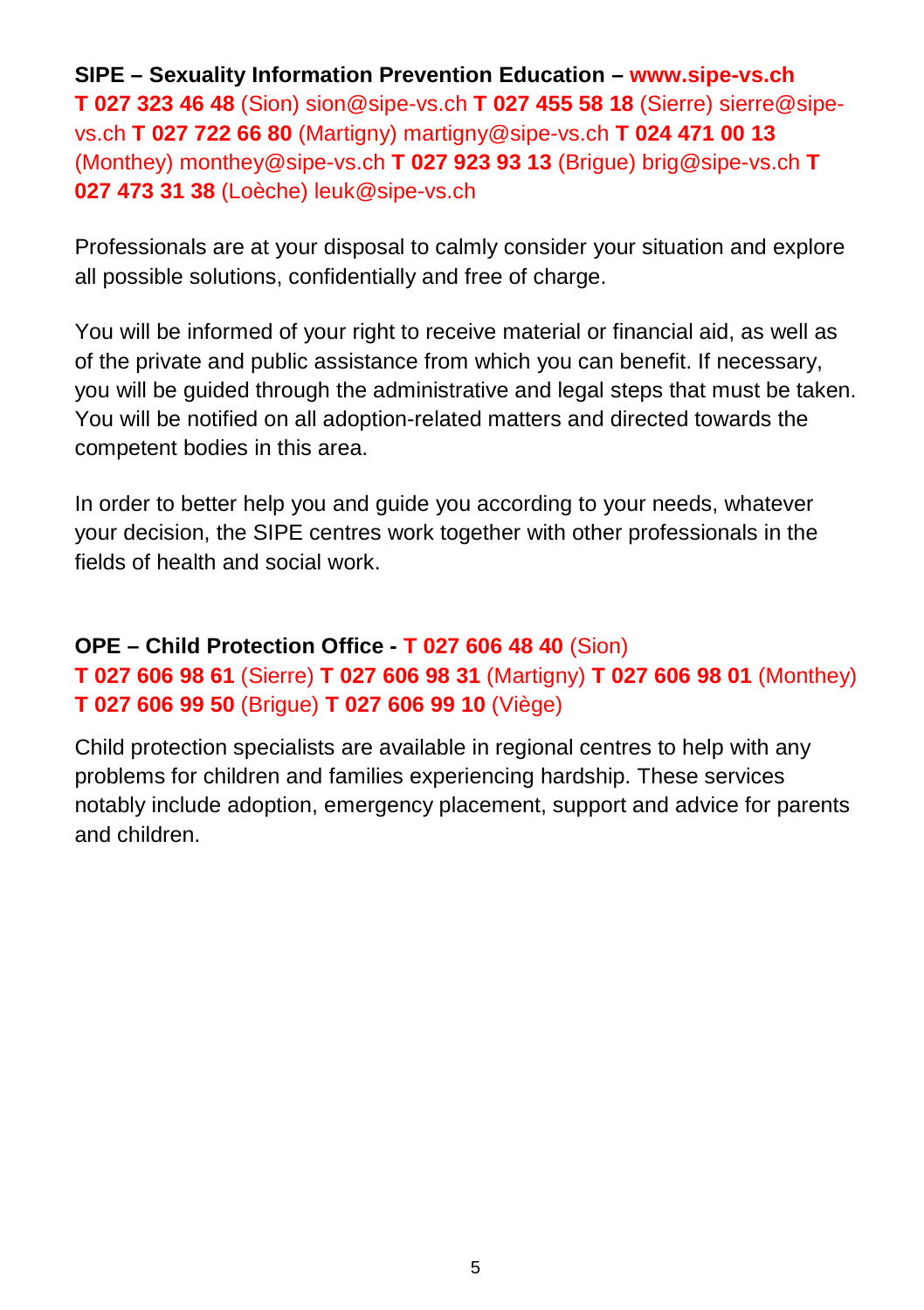**SIPE – Sexuality Information Prevention Education – www.sipe-vs.ch**
**T 027 323 46 48** (Sion) sion@sipe-vs.ch **T 027 455 58 18** (Sierre) sierre@sipe-vs.ch **T 027 722 66 80** (Martigny) martigny@sipe-vs.ch **T 024 471 00 13** (Monthey) monthey@sipe-vs.ch **T 027 923 93 13** (Brigue) brig@sipe-vs.ch **T 027 473 31 38** (Loèche) leuk@sipe-vs.ch

Professionals are at your disposal to calmly consider your situation and explore all possible solutions, confidentially and free of charge.

You will be informed of your right to receive material or financial aid, as well as of the private and public assistance from which you can benefit. If necessary, you will be guided through the administrative and legal steps that must be taken. You will be notified on all adoption-related matters and directed towards the competent bodies in this area.

In order to better help you and guide you according to your needs, whatever your decision, the SIPE centres work together with other professionals in the fields of health and social work.

**OPE – Child Protection Office - T 027 606 48 40** (Sion)
**T 027 606 98 61** (Sierre) **T 027 606 98 31** (Martigny) **T 027 606 98 01** (Monthey) **T 027 606 99 50** (Brigue) **T 027 606 99 10** (Viège)

Child protection specialists are available in regional centres to help with any problems for children and families experiencing hardship. These services notably include adoption, emergency placement, support and advice for parents and children.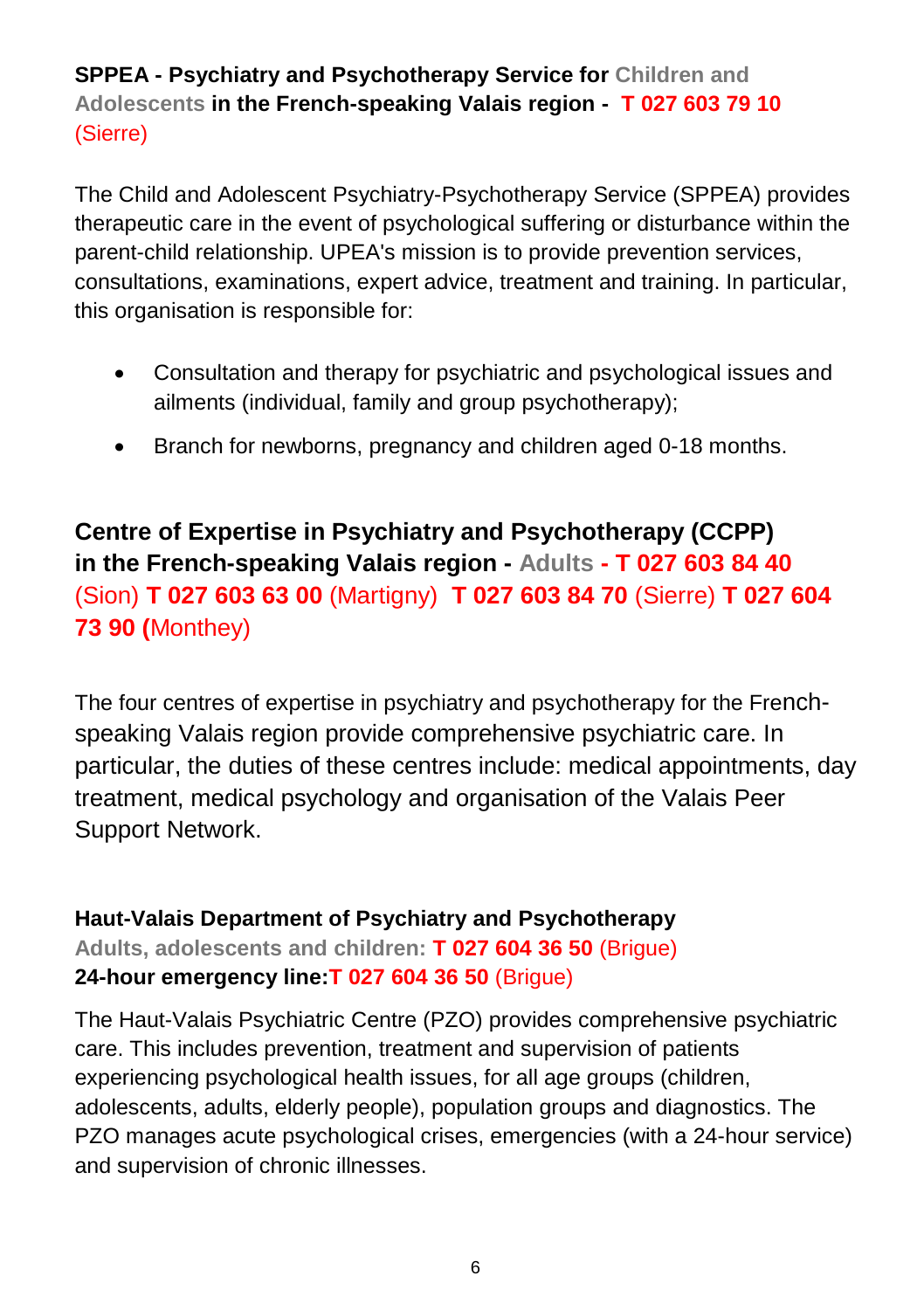**SPPEA - Psychiatry and Psychotherapy Service for Children and Adolescents in the French-speaking Valais region - T 027 603 79 10** (Sierre)

The Child and Adolescent Psychiatry-Psychotherapy Service (SPPEA) provides therapeutic care in the event of psychological suffering or disturbance within the parent-child relationship. UPEA's mission is to provide prevention services, consultations, examinations, expert advice, treatment and training. In particular, this organisation is responsible for:

- Consultation and therapy for psychiatric and psychological issues and ailments (individual, family and group psychotherapy);
- Branch for newborns, pregnancy and children aged 0-18 months.

## Centre of Expertise in Psychiatry and Psychotherapy (CCPP) in the French-speaking Valais region - Adults - T 027 603 84 40 (Sion) T 027 603 63 00 (Martigny) T 027 603 84 70 (Sierre) T 027 604 73 90 (Monthey)

The four centres of expertise in psychiatry and psychotherapy for the French-speaking Valais region provide comprehensive psychiatric care. In particular, the duties of these centres include: medical appointments, day treatment, medical psychology and organisation of the Valais Peer Support Network.

**Haut-Valais Department of Psychiatry and Psychotherapy**
**Adults, adolescents and children: T 027 604 36 50** (Brigue)
**24-hour emergency line: T 027 604 36 50** (Brigue)

The Haut-Valais Psychiatric Centre (PZO) provides comprehensive psychiatric care. This includes prevention, treatment and supervision of patients experiencing psychological health issues, for all age groups (children, adolescents, adults, elderly people), population groups and diagnostics. The PZO manages acute psychological crises, emergencies (with a 24-hour service) and supervision of chronic illnesses.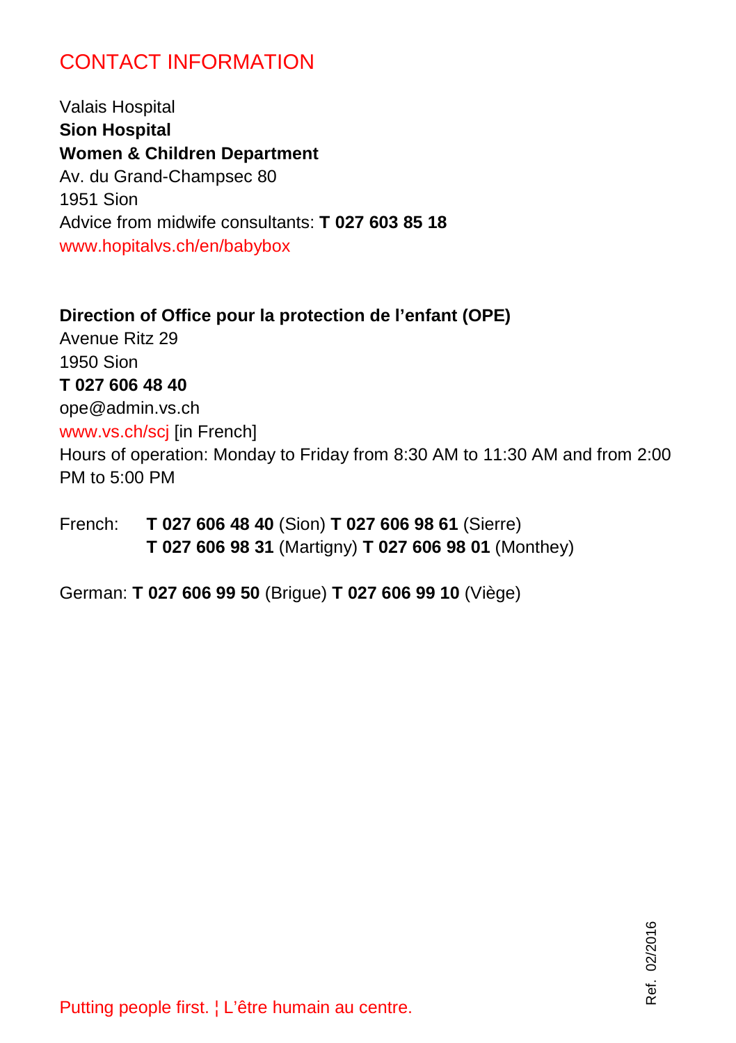## CONTACT INFORMATION

Valais Hospital
**Sion Hospital**
**Women & Children Department**
Av. du Grand-Champsec 80
1951 Sion
Advice from midwife consultants: **T 027 603 85 18**
www.hopitalvs.ch/en/babybox

**Direction of Office pour la protection de l'enfant (OPE)**
Avenue Ritz 29
1950 Sion
**T 027 606 48 40**
ope@admin.vs.ch
www.vs.ch/scj [in French]
Hours of operation: Monday to Friday from 8:30 AM to 11:30 AM and from 2:00 PM to 5:00 PM

French: **T 027 606 48 40** (Sion) **T 027 606 98 61** (Sierre)
**T 027 606 98 31** (Martigny) **T 027 606 98 01** (Monthey)

German: **T 027 606 99 50** (Brigue) **T 027 606 99 10** (Viège)

Putting people first. ¦ L'être humain au centre.

Ref. 02/2016